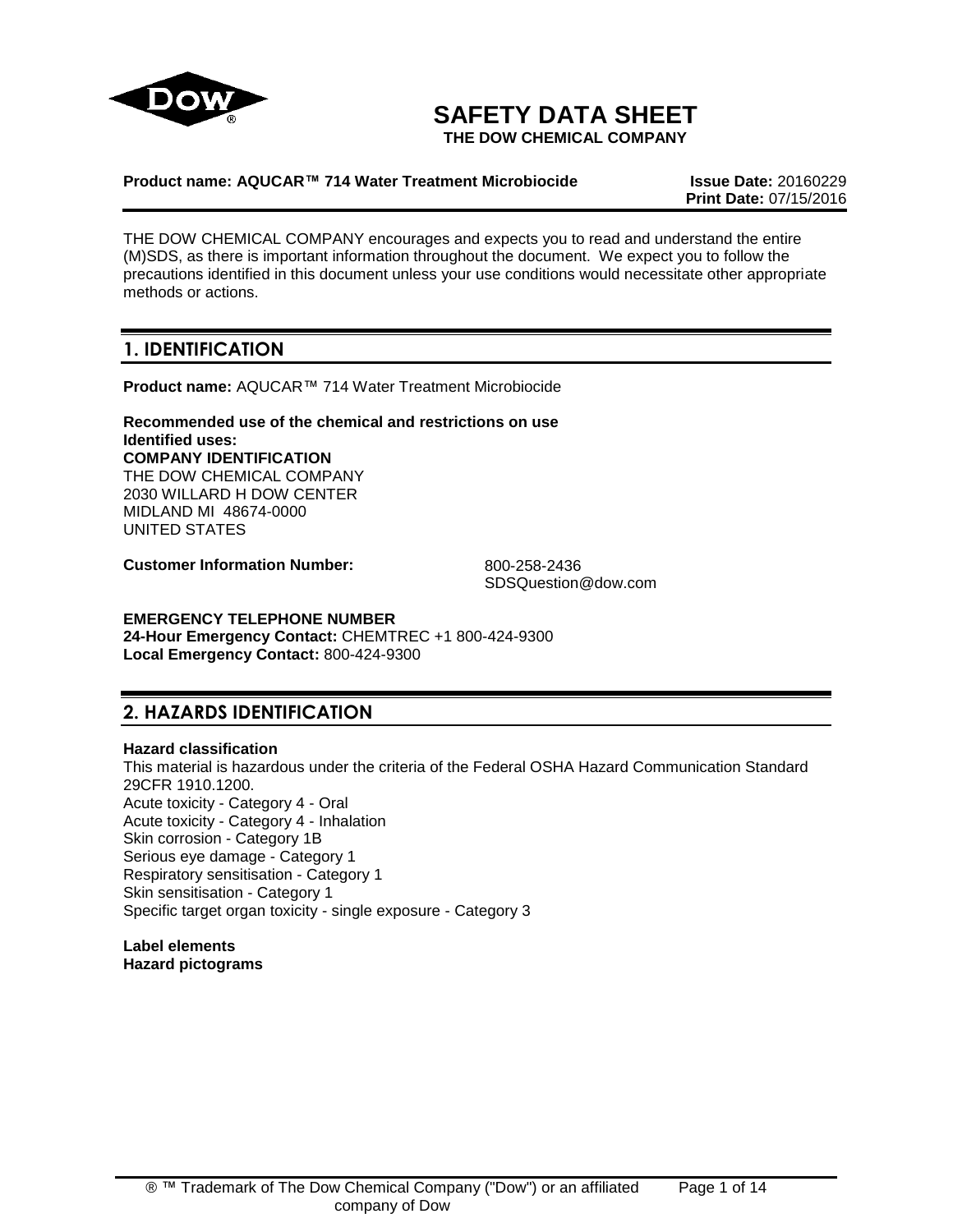# SAFETY DATA SHEET

**THE DOW CHEMICAL COMPANY**

**Product name: AQUCAR™ 714 Water Treatment Microbiocide** **Issue Date:** 20160229
**Print Date:** 07/15/2016

THE DOW CHEMICAL COMPANY encourages and expects you to read and understand the entire (M)SDS, as there is important information throughout the document. We expect you to follow the precautions identified in this document unless your use conditions would necessitate other appropriate methods or actions.

## 1. IDENTIFICATION

**Product name:** AQUCAR™ 714 Water Treatment Microbiocide

**Recommended use of the chemical and restrictions on use**
**Identified uses:**
**COMPANY IDENTIFICATION**
THE DOW CHEMICAL COMPANY
2030 WILLARD H DOW CENTER
MIDLAND MI 48674-0000
UNITED STATES

**Customer Information Number:** 800-258-2436
SDSQuestion@dow.com

**EMERGENCY TELEPHONE NUMBER**
**24-Hour Emergency Contact:** CHEMTREC +1 800-424-9300
**Local Emergency Contact:** 800-424-9300

## 2. HAZARDS IDENTIFICATION

**Hazard classification**
This material is hazardous under the criteria of the Federal OSHA Hazard Communication Standard 29CFR 1910.1200.
Acute toxicity - Category 4 - Oral
Acute toxicity - Category 4 - Inhalation
Skin corrosion - Category 1B
Serious eye damage - Category 1
Respiratory sensitisation - Category 1
Skin sensitisation - Category 1
Specific target organ toxicity - single exposure - Category 3

**Label elements**
**Hazard pictograms**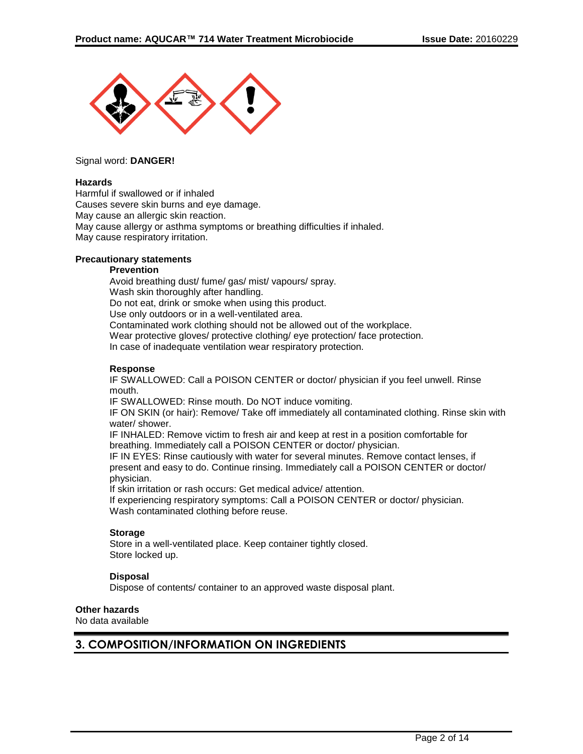Signal word: **DANGER!**

**Hazards**

Harmful if swallowed or if inhaled
Causes severe skin burns and eye damage.
May cause an allergic skin reaction.
May cause allergy or asthma symptoms or breathing difficulties if inhaled.
May cause respiratory irritation.

**Precautionary statements**

**Prevention**

Avoid breathing dust/ fume/ gas/ mist/ vapours/ spray.
Wash skin thoroughly after handling.
Do not eat, drink or smoke when using this product.
Use only outdoors or in a well-ventilated area.
Contaminated work clothing should not be allowed out of the workplace.
Wear protective gloves/ protective clothing/ eye protection/ face protection.
In case of inadequate ventilation wear respiratory protection.

**Response**

IF SWALLOWED: Call a POISON CENTER or doctor/ physician if you feel unwell. Rinse mouth.
IF SWALLOWED: Rinse mouth. Do NOT induce vomiting.
IF ON SKIN (or hair): Remove/ Take off immediately all contaminated clothing. Rinse skin with water/ shower.
IF INHALED: Remove victim to fresh air and keep at rest in a position comfortable for breathing. Immediately call a POISON CENTER or doctor/ physician.
IF IN EYES: Rinse cautiously with water for several minutes. Remove contact lenses, if present and easy to do. Continue rinsing. Immediately call a POISON CENTER or doctor/ physician.
If skin irritation or rash occurs: Get medical advice/ attention.
If experiencing respiratory symptoms: Call a POISON CENTER or doctor/ physician.
Wash contaminated clothing before reuse.

**Storage**

Store in a well-ventilated place. Keep container tightly closed.
Store locked up.

**Disposal**

Dispose of contents/ container to an approved waste disposal plant.

**Other hazards**

No data available

## 3. COMPOSITION/INFORMATION ON INGREDIENTS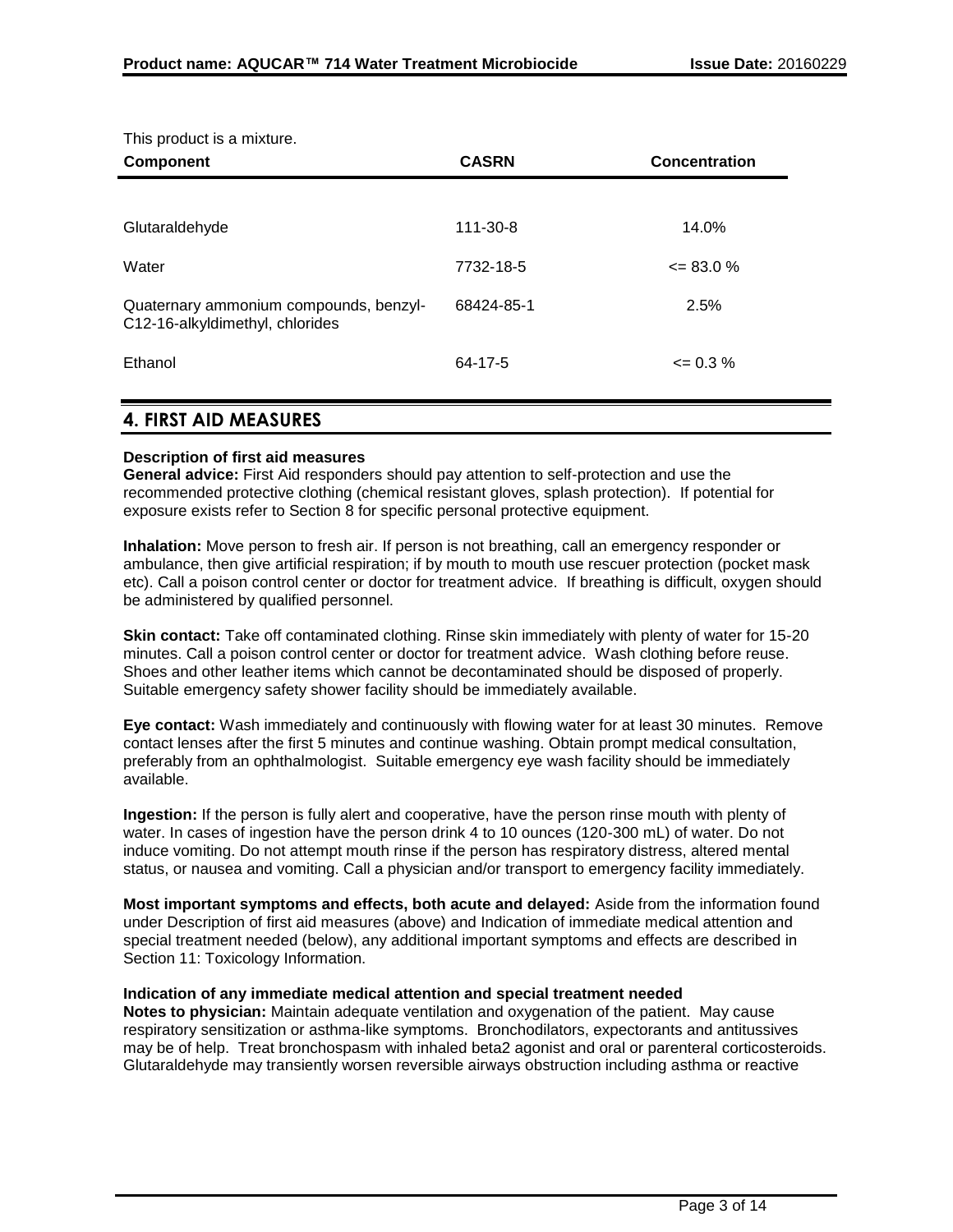This product is a mixture.

| Component | CASRN | Concentration |
|---|---|---|
| Glutaraldehyde | 111-30-8 | 14.0% |
| Water | 7732-18-5 | <= 83.0 % |
| Quaternary ammonium compounds, benzyl-C12-16-alkyldimethyl, chlorides | 68424-85-1 | 2.5% |
| Ethanol | 64-17-5 | <= 0.3 % |

## 4. FIRST AID MEASURES

**Description of first aid measures**

**General advice:** First Aid responders should pay attention to self-protection and use the recommended protective clothing (chemical resistant gloves, splash protection). If potential for exposure exists refer to Section 8 for specific personal protective equipment.

**Inhalation:** Move person to fresh air. If person is not breathing, call an emergency responder or ambulance, then give artificial respiration; if by mouth to mouth use rescuer protection (pocket mask etc). Call a poison control center or doctor for treatment advice. If breathing is difficult, oxygen should be administered by qualified personnel.

**Skin contact:** Take off contaminated clothing. Rinse skin immediately with plenty of water for 15-20 minutes. Call a poison control center or doctor for treatment advice. Wash clothing before reuse. Shoes and other leather items which cannot be decontaminated should be disposed of properly. Suitable emergency safety shower facility should be immediately available.

**Eye contact:** Wash immediately and continuously with flowing water for at least 30 minutes. Remove contact lenses after the first 5 minutes and continue washing. Obtain prompt medical consultation, preferably from an ophthalmologist. Suitable emergency eye wash facility should be immediately available.

**Ingestion:** If the person is fully alert and cooperative, have the person rinse mouth with plenty of water. In cases of ingestion have the person drink 4 to 10 ounces (120-300 mL) of water. Do not induce vomiting. Do not attempt mouth rinse if the person has respiratory distress, altered mental status, or nausea and vomiting. Call a physician and/or transport to emergency facility immediately.

**Most important symptoms and effects, both acute and delayed:** Aside from the information found under Description of first aid measures (above) and Indication of immediate medical attention and special treatment needed (below), any additional important symptoms and effects are described in Section 11: Toxicology Information.

**Indication of any immediate medical attention and special treatment needed**

**Notes to physician:** Maintain adequate ventilation and oxygenation of the patient. May cause respiratory sensitization or asthma-like symptoms. Bronchodilators, expectorants and antitussives may be of help. Treat bronchospasm with inhaled beta2 agonist and oral or parenteral corticosteroids. Glutaraldehyde may transiently worsen reversible airways obstruction including asthma or reactive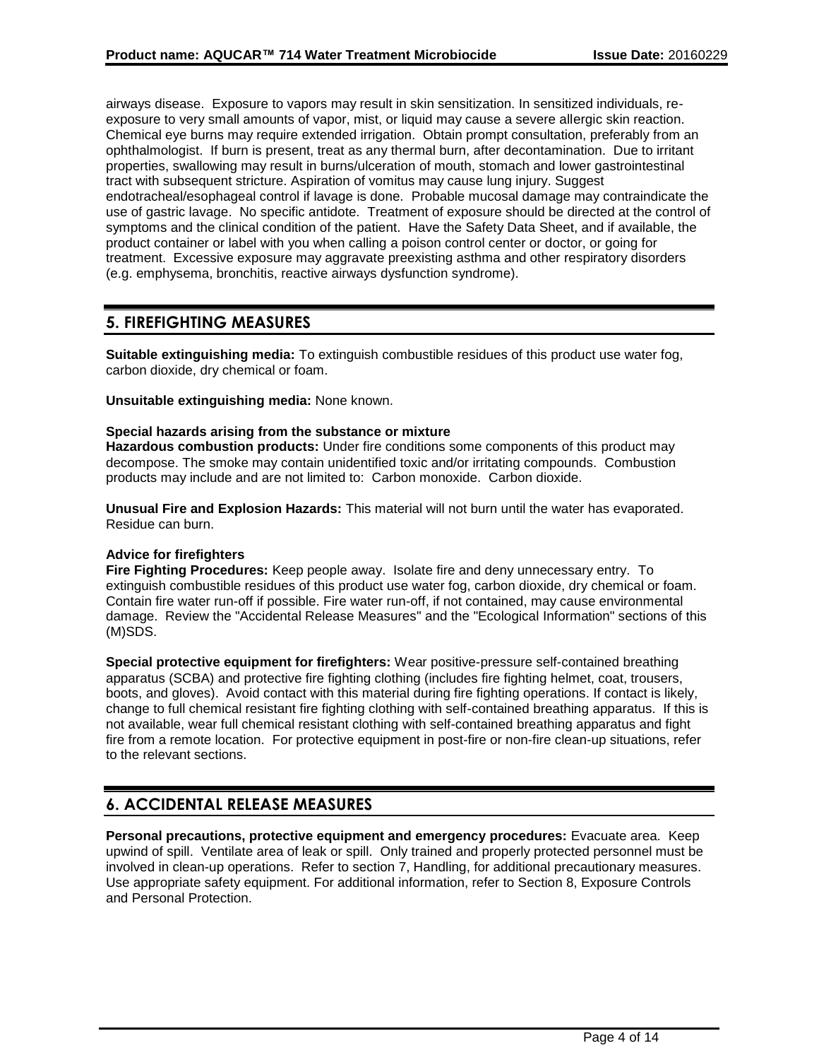airways disease. Exposure to vapors may result in skin sensitization. In sensitized individuals, re-exposure to very small amounts of vapor, mist, or liquid may cause a severe allergic skin reaction. Chemical eye burns may require extended irrigation. Obtain prompt consultation, preferably from an ophthalmologist. If burn is present, treat as any thermal burn, after decontamination. Due to irritant properties, swallowing may result in burns/ulceration of mouth, stomach and lower gastrointestinal tract with subsequent stricture. Aspiration of vomitus may cause lung injury. Suggest endotracheal/esophageal control if lavage is done. Probable mucosal damage may contraindicate the use of gastric lavage. No specific antidote. Treatment of exposure should be directed at the control of symptoms and the clinical condition of the patient. Have the Safety Data Sheet, and if available, the product container or label with you when calling a poison control center or doctor, or going for treatment. Excessive exposure may aggravate preexisting asthma and other respiratory disorders (e.g. emphysema, bronchitis, reactive airways dysfunction syndrome).

## 5. FIREFIGHTING MEASURES

**Suitable extinguishing media:** To extinguish combustible residues of this product use water fog, carbon dioxide, dry chemical or foam.

**Unsuitable extinguishing media:** None known.

**Special hazards arising from the substance or mixture**

**Hazardous combustion products:** Under fire conditions some components of this product may decompose. The smoke may contain unidentified toxic and/or irritating compounds. Combustion products may include and are not limited to: Carbon monoxide. Carbon dioxide.

**Unusual Fire and Explosion Hazards:** This material will not burn until the water has evaporated. Residue can burn.

**Advice for firefighters**

**Fire Fighting Procedures:** Keep people away. Isolate fire and deny unnecessary entry. To extinguish combustible residues of this product use water fog, carbon dioxide, dry chemical or foam. Contain fire water run-off if possible. Fire water run-off, if not contained, may cause environmental damage. Review the "Accidental Release Measures" and the "Ecological Information" sections of this (M)SDS.

**Special protective equipment for firefighters:** Wear positive-pressure self-contained breathing apparatus (SCBA) and protective fire fighting clothing (includes fire fighting helmet, coat, trousers, boots, and gloves). Avoid contact with this material during fire fighting operations. If contact is likely, change to full chemical resistant fire fighting clothing with self-contained breathing apparatus. If this is not available, wear full chemical resistant clothing with self-contained breathing apparatus and fight fire from a remote location. For protective equipment in post-fire or non-fire clean-up situations, refer to the relevant sections.

## 6. ACCIDENTAL RELEASE MEASURES

**Personal precautions, protective equipment and emergency procedures:** Evacuate area. Keep upwind of spill. Ventilate area of leak or spill. Only trained and properly protected personnel must be involved in clean-up operations. Refer to section 7, Handling, for additional precautionary measures. Use appropriate safety equipment. For additional information, refer to Section 8, Exposure Controls and Personal Protection.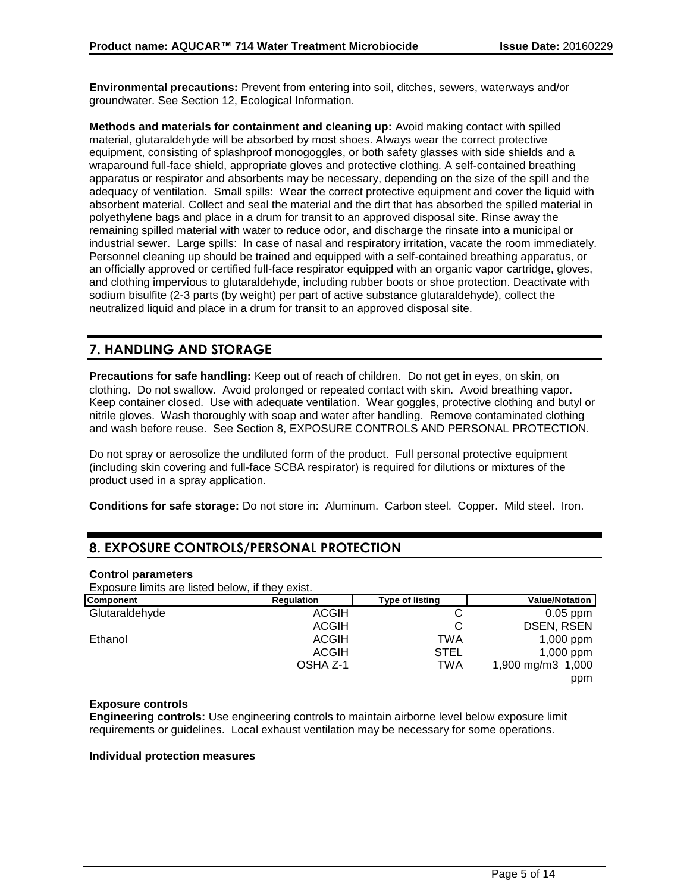**Environmental precautions:** Prevent from entering into soil, ditches, sewers, waterways and/or groundwater. See Section 12, Ecological Information.

**Methods and materials for containment and cleaning up:** Avoid making contact with spilled material, glutaraldehyde will be absorbed by most shoes. Always wear the correct protective equipment, consisting of splashproof monogoggles, or both safety glasses with side shields and a wraparound full-face shield, appropriate gloves and protective clothing. A self-contained breathing apparatus or respirator and absorbents may be necessary, depending on the size of the spill and the adequacy of ventilation. Small spills: Wear the correct protective equipment and cover the liquid with absorbent material. Collect and seal the material and the dirt that has absorbed the spilled material in polyethylene bags and place in a drum for transit to an approved disposal site. Rinse away the remaining spilled material with water to reduce odor, and discharge the rinsate into a municipal or industrial sewer. Large spills: In case of nasal and respiratory irritation, vacate the room immediately. Personnel cleaning up should be trained and equipped with a self-contained breathing apparatus, or an officially approved or certified full-face respirator equipped with an organic vapor cartridge, gloves, and clothing impervious to glutaraldehyde, including rubber boots or shoe protection. Deactivate with sodium bisulfite (2-3 parts (by weight) per part of active substance glutaraldehyde), collect the neutralized liquid and place in a drum for transit to an approved disposal site.

## 7. HANDLING AND STORAGE

**Precautions for safe handling:** Keep out of reach of children. Do not get in eyes, on skin, on clothing. Do not swallow. Avoid prolonged or repeated contact with skin. Avoid breathing vapor. Keep container closed. Use with adequate ventilation. Wear goggles, protective clothing and butyl or nitrile gloves. Wash thoroughly with soap and water after handling. Remove contaminated clothing and wash before reuse. See Section 8, EXPOSURE CONTROLS AND PERSONAL PROTECTION.

Do not spray or aerosolize the undiluted form of the product. Full personal protective equipment (including skin covering and full-face SCBA respirator) is required for dilutions or mixtures of the product used in a spray application.

**Conditions for safe storage:** Do not store in: Aluminum. Carbon steel. Copper. Mild steel. Iron.

## 8. EXPOSURE CONTROLS/PERSONAL PROTECTION

**Control parameters**

Exposure limits are listed below, if they exist.

| Component | Regulation | Type of listing | Value/Notation |
|---|---|---|---|
| Glutaraldehyde | ACGIH | C | 0.05 ppm |
| | ACGIH | C | DSEN, RSEN |
| Ethanol | ACGIH | TWA | 1,000 ppm |
| | ACGIH | STEL | 1,000 ppm |
| | OSHA Z-1 | TWA | 1,900 mg/m3 1,000 ppm |

**Exposure controls**

**Engineering controls:** Use engineering controls to maintain airborne level below exposure limit requirements or guidelines. Local exhaust ventilation may be necessary for some operations.

**Individual protection measures**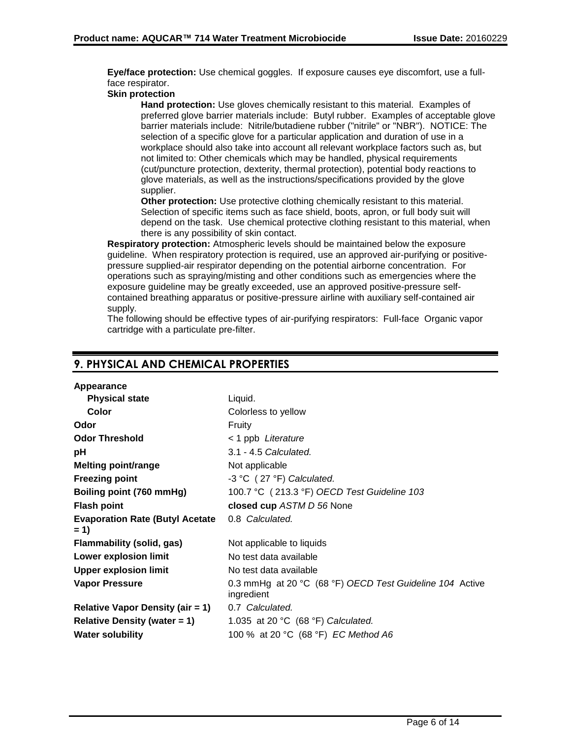**Eye/face protection:** Use chemical goggles. If exposure causes eye discomfort, use a full-face respirator.

**Skin protection**

**Hand protection:** Use gloves chemically resistant to this material. Examples of preferred glove barrier materials include: Butyl rubber. Examples of acceptable glove barrier materials include: Nitrile/butadiene rubber ("nitrile" or "NBR"). NOTICE: The selection of a specific glove for a particular application and duration of use in a workplace should also take into account all relevant workplace factors such as, but not limited to: Other chemicals which may be handled, physical requirements (cut/puncture protection, dexterity, thermal protection), potential body reactions to glove materials, as well as the instructions/specifications provided by the glove supplier.

**Other protection:** Use protective clothing chemically resistant to this material. Selection of specific items such as face shield, boots, apron, or full body suit will depend on the task. Use chemical protective clothing resistant to this material, when there is any possibility of skin contact.

**Respiratory protection:** Atmospheric levels should be maintained below the exposure guideline. When respiratory protection is required, use an approved air-purifying or positive-pressure supplied-air respirator depending on the potential airborne concentration. For operations such as spraying/misting and other conditions such as emergencies where the exposure guideline may be greatly exceeded, use an approved positive-pressure self-contained breathing apparatus or positive-pressure airline with auxiliary self-contained air supply.

The following should be effective types of air-purifying respirators: Full-face Organic vapor cartridge with a particulate pre-filter.

## 9. PHYSICAL AND CHEMICAL PROPERTIES

| | |
|---|---|
| **Appearance** | |
| **Physical state** | Liquid. |
| **Color** | Colorless to yellow |
| **Odor** | Fruity |
| **Odor Threshold** | < 1 ppb *Literature* |
| **pH** | 3.1 - 4.5 *Calculated.* |
| **Melting point/range** | Not applicable |
| **Freezing point** | -3 °C ( 27 °F) *Calculated.* |
| **Boiling point (760 mmHg)** | 100.7 °C ( 213.3 °F) *OECD Test Guideline 103* |
| **Flash point** | **closed cup** *ASTM D 56* None |
| **Evaporation Rate (Butyl Acetate = 1)** | 0.8 *Calculated.* |
| **Flammability (solid, gas)** | Not applicable to liquids |
| **Lower explosion limit** | No test data available |
| **Upper explosion limit** | No test data available |
| **Vapor Pressure** | 0.3 mmHg at 20 °C (68 °F) *OECD Test Guideline 104* Active ingredient |
| **Relative Vapor Density (air = 1)** | 0.7 *Calculated.* |
| **Relative Density (water = 1)** | 1.035 at 20 °C (68 °F) *Calculated.* |
| **Water solubility** | 100 % at 20 °C (68 °F) *EC Method A6* |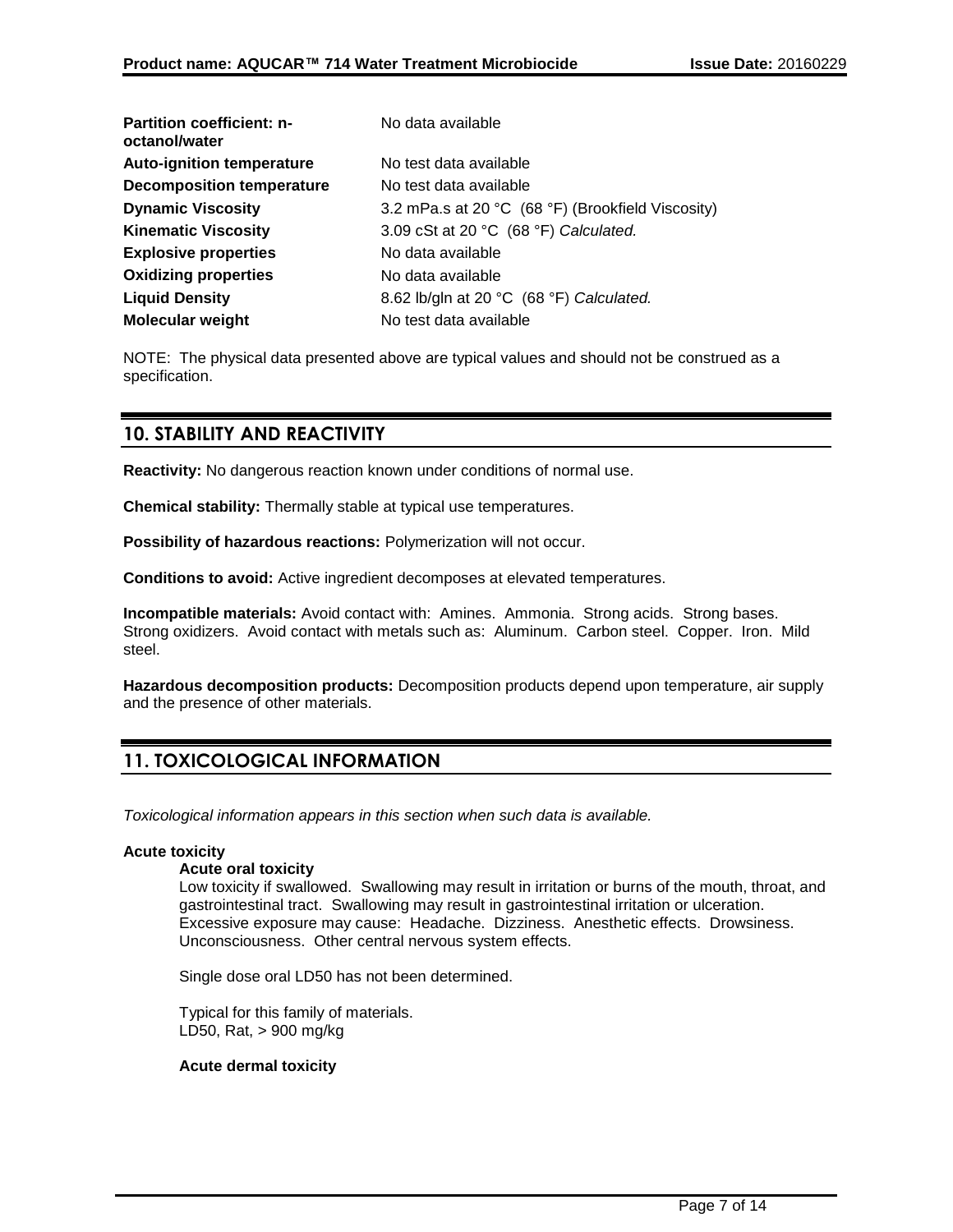| | |
|---|---|
| **Partition coefficient: n-octanol/water** | No data available |
| **Auto-ignition temperature** | No test data available |
| **Decomposition temperature** | No test data available |
| **Dynamic Viscosity** | 3.2 mPa.s at 20 °C (68 °F) (Brookfield Viscosity) |
| **Kinematic Viscosity** | 3.09 cSt at 20 °C (68 °F) *Calculated.* |
| **Explosive properties** | No data available |
| **Oxidizing properties** | No data available |
| **Liquid Density** | 8.62 lb/gln at 20 °C (68 °F) *Calculated.* |
| **Molecular weight** | No test data available |

NOTE: The physical data presented above are typical values and should not be construed as a specification.

## 10. STABILITY AND REACTIVITY

**Reactivity:** No dangerous reaction known under conditions of normal use.

**Chemical stability:** Thermally stable at typical use temperatures.

**Possibility of hazardous reactions:** Polymerization will not occur.

**Conditions to avoid:** Active ingredient decomposes at elevated temperatures.

**Incompatible materials:** Avoid contact with: Amines. Ammonia. Strong acids. Strong bases. Strong oxidizers. Avoid contact with metals such as: Aluminum. Carbon steel. Copper. Iron. Mild steel.

**Hazardous decomposition products:** Decomposition products depend upon temperature, air supply and the presence of other materials.

## 11. TOXICOLOGICAL INFORMATION

*Toxicological information appears in this section when such data is available.*

**Acute toxicity**

**Acute oral toxicity**

Low toxicity if swallowed. Swallowing may result in irritation or burns of the mouth, throat, and gastrointestinal tract. Swallowing may result in gastrointestinal irritation or ulceration. Excessive exposure may cause: Headache. Dizziness. Anesthetic effects. Drowsiness. Unconsciousness. Other central nervous system effects.

Single dose oral LD50 has not been determined.

Typical for this family of materials.
LD50, Rat, > 900 mg/kg

**Acute dermal toxicity**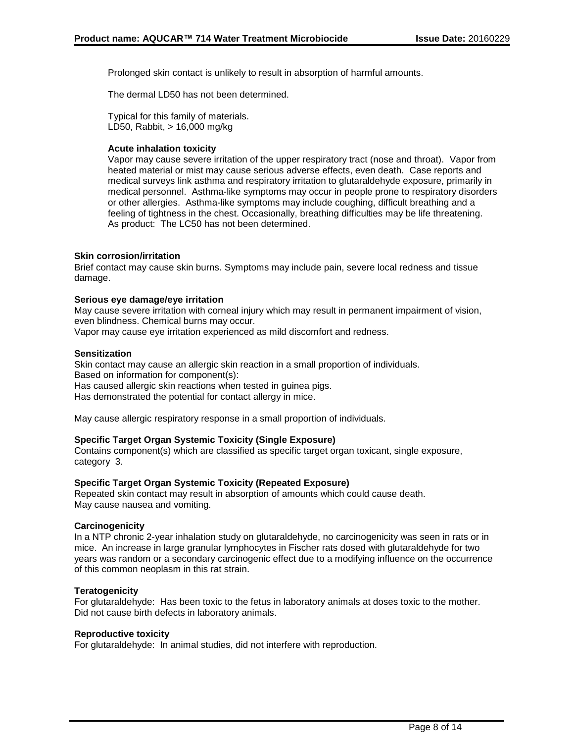Prolonged skin contact is unlikely to result in absorption of harmful amounts.

The dermal LD50 has not been determined.

Typical for this family of materials.
LD50, Rabbit, > 16,000 mg/kg

**Acute inhalation toxicity**

Vapor may cause severe irritation of the upper respiratory tract (nose and throat). Vapor from heated material or mist may cause serious adverse effects, even death. Case reports and medical surveys link asthma and respiratory irritation to glutaraldehyde exposure, primarily in medical personnel. Asthma-like symptoms may occur in people prone to respiratory disorders or other allergies. Asthma-like symptoms may include coughing, difficult breathing and a feeling of tightness in the chest. Occasionally, breathing difficulties may be life threatening.
As product: The LC50 has not been determined.

**Skin corrosion/irritation**

Brief contact may cause skin burns. Symptoms may include pain, severe local redness and tissue damage.

**Serious eye damage/eye irritation**

May cause severe irritation with corneal injury which may result in permanent impairment of vision, even blindness. Chemical burns may occur.
Vapor may cause eye irritation experienced as mild discomfort and redness.

**Sensitization**

Skin contact may cause an allergic skin reaction in a small proportion of individuals.
Based on information for component(s):
Has caused allergic skin reactions when tested in guinea pigs.
Has demonstrated the potential for contact allergy in mice.

May cause allergic respiratory response in a small proportion of individuals.

**Specific Target Organ Systemic Toxicity (Single Exposure)**

Contains component(s) which are classified as specific target organ toxicant, single exposure, category 3.

**Specific Target Organ Systemic Toxicity (Repeated Exposure)**

Repeated skin contact may result in absorption of amounts which could cause death.
May cause nausea and vomiting.

**Carcinogenicity**

In a NTP chronic 2-year inhalation study on glutaraldehyde, no carcinogenicity was seen in rats or in mice. An increase in large granular lymphocytes in Fischer rats dosed with glutaraldehyde for two years was random or a secondary carcinogenic effect due to a modifying influence on the occurrence of this common neoplasm in this rat strain.

**Teratogenicity**

For glutaraldehyde: Has been toxic to the fetus in laboratory animals at doses toxic to the mother. Did not cause birth defects in laboratory animals.

**Reproductive toxicity**

For glutaraldehyde: In animal studies, did not interfere with reproduction.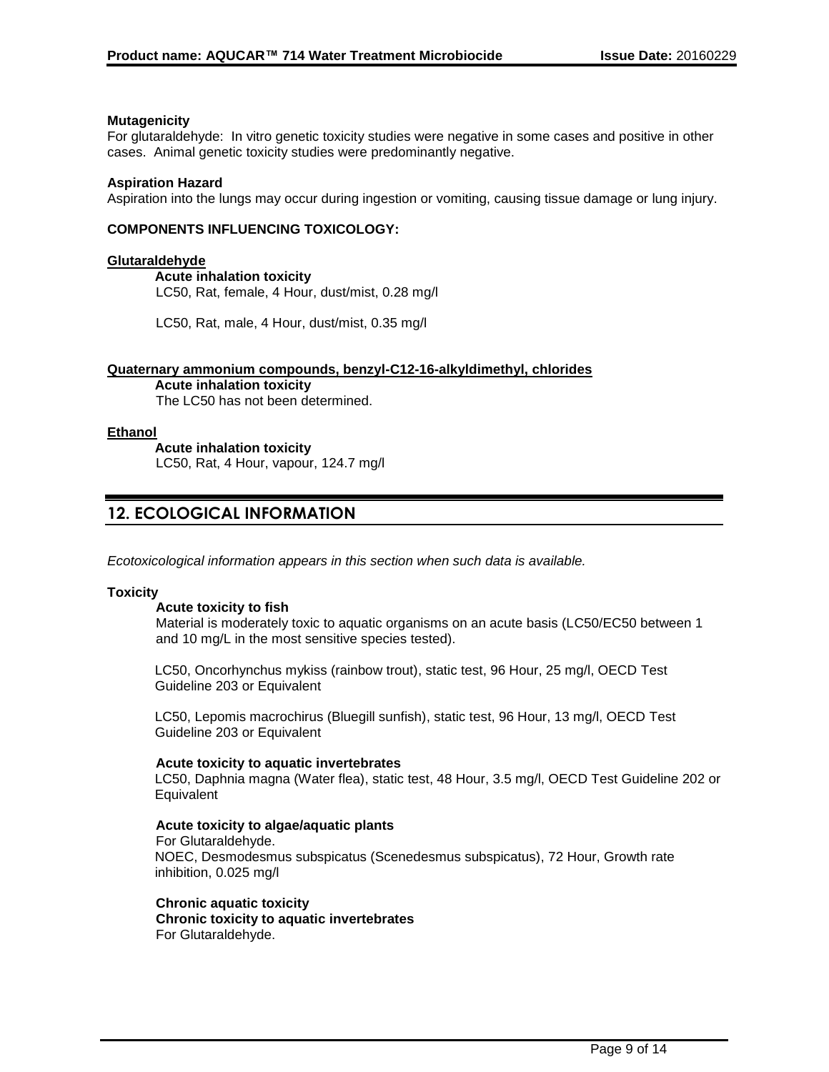**Mutagenicity**

For glutaraldehyde: In vitro genetic toxicity studies were negative in some cases and positive in other cases. Animal genetic toxicity studies were predominantly negative.

**Aspiration Hazard**

Aspiration into the lungs may occur during ingestion or vomiting, causing tissue damage or lung injury.

**COMPONENTS INFLUENCING TOXICOLOGY:**

**Glutaraldehyde**

**Acute inhalation toxicity**

LC50, Rat, female, 4 Hour, dust/mist, 0.28 mg/l

LC50, Rat, male, 4 Hour, dust/mist, 0.35 mg/l

**Quaternary ammonium compounds, benzyl-C12-16-alkyldimethyl, chlorides**

**Acute inhalation toxicity**

The LC50 has not been determined.

**Ethanol**

**Acute inhalation toxicity**

LC50, Rat, 4 Hour, vapour, 124.7 mg/l

## 12. ECOLOGICAL INFORMATION

*Ecotoxicological information appears in this section when such data is available.*

**Toxicity**

**Acute toxicity to fish**

Material is moderately toxic to aquatic organisms on an acute basis (LC50/EC50 between 1 and 10 mg/L in the most sensitive species tested).

LC50, Oncorhynchus mykiss (rainbow trout), static test, 96 Hour, 25 mg/l, OECD Test Guideline 203 or Equivalent

LC50, Lepomis macrochirus (Bluegill sunfish), static test, 96 Hour, 13 mg/l, OECD Test Guideline 203 or Equivalent

**Acute toxicity to aquatic invertebrates**

LC50, Daphnia magna (Water flea), static test, 48 Hour, 3.5 mg/l, OECD Test Guideline 202 or Equivalent

**Acute toxicity to algae/aquatic plants**

For Glutaraldehyde.

NOEC, Desmodesmus subspicatus (Scenedesmus subspicatus), 72 Hour, Growth rate inhibition, 0.025 mg/l

**Chronic aquatic toxicity**

**Chronic toxicity to aquatic invertebrates**

For Glutaraldehyde.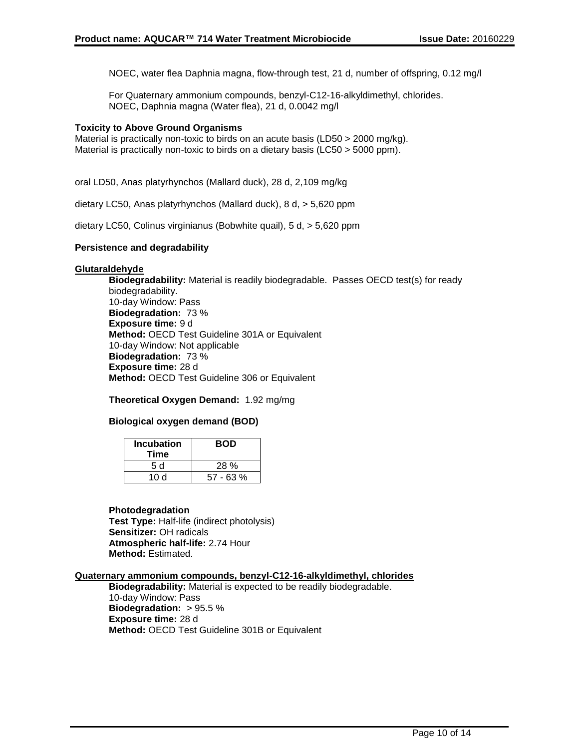NOEC, water flea Daphnia magna, flow-through test, 21 d, number of offspring, 0.12 mg/l

For Quaternary ammonium compounds, benzyl-C12-16-alkyldimethyl, chlorides.
NOEC, Daphnia magna (Water flea), 21 d, 0.0042 mg/l

**Toxicity to Above Ground Organisms**
Material is practically non-toxic to birds on an acute basis (LD50 > 2000 mg/kg).
Material is practically non-toxic to birds on a dietary basis (LC50 > 5000 ppm).

oral LD50, Anas platyrhynchos (Mallard duck), 28 d, 2,109 mg/kg

dietary LC50, Anas platyrhynchos (Mallard duck), 8 d, > 5,620 ppm

dietary LC50, Colinus virginianus (Bobwhite quail), 5 d, > 5,620 ppm

**Persistence and degradability**

**Glutaraldehyde**

**Biodegradability:** Material is readily biodegradable. Passes OECD test(s) for ready biodegradability.
10-day Window: Pass
**Biodegradation:** 73 %
**Exposure time:** 9 d
**Method:** OECD Test Guideline 301A or Equivalent
10-day Window: Not applicable
**Biodegradation:** 73 %
**Exposure time:** 28 d
**Method:** OECD Test Guideline 306 or Equivalent

**Theoretical Oxygen Demand:** 1.92 mg/mg

**Biological oxygen demand (BOD)**

| Incubation Time | BOD |
|---|---|
| 5 d | 28 % |
| 10 d | 57 - 63 % |

**Photodegradation**
**Test Type:** Half-life (indirect photolysis)
**Sensitizer:** OH radicals
**Atmospheric half-life:** 2.74 Hour
**Method:** Estimated.

**Quaternary ammonium compounds, benzyl-C12-16-alkyldimethyl, chlorides**

**Biodegradability:** Material is expected to be readily biodegradable.
10-day Window: Pass
**Biodegradation:** > 95.5 %
**Exposure time:** 28 d
**Method:** OECD Test Guideline 301B or Equivalent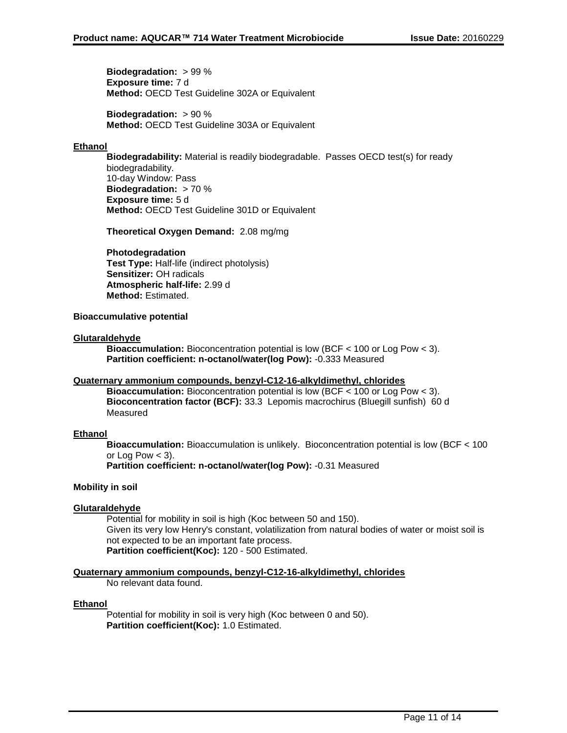**Biodegradation:** > 99 %
**Exposure time:** 7 d
**Method:** OECD Test Guideline 302A or Equivalent

**Biodegradation:** > 90 %
**Method:** OECD Test Guideline 303A or Equivalent

**Ethanol**

**Biodegradability:** Material is readily biodegradable. Passes OECD test(s) for ready biodegradability.
10-day Window: Pass
**Biodegradation:** > 70 %
**Exposure time:** 5 d
**Method:** OECD Test Guideline 301D or Equivalent

**Theoretical Oxygen Demand:** 2.08 mg/mg

**Photodegradation**
**Test Type:** Half-life (indirect photolysis)
**Sensitizer:** OH radicals
**Atmospheric half-life:** 2.99 d
**Method:** Estimated.

**Bioaccumulative potential**

**Glutaraldehyde**

**Bioaccumulation:** Bioconcentration potential is low (BCF < 100 or Log Pow < 3).
**Partition coefficient: n-octanol/water(log Pow):** -0.333 Measured

**Quaternary ammonium compounds, benzyl-C12-16-alkyldimethyl, chlorides**

**Bioaccumulation:** Bioconcentration potential is low (BCF < 100 or Log Pow < 3).
**Bioconcentration factor (BCF):** 33.3 Lepomis macrochirus (Bluegill sunfish) 60 d Measured

**Ethanol**

**Bioaccumulation:** Bioaccumulation is unlikely. Bioconcentration potential is low (BCF < 100 or Log Pow < 3).
**Partition coefficient: n-octanol/water(log Pow):** -0.31 Measured

**Mobility in soil**

**Glutaraldehyde**

Potential for mobility in soil is high (Koc between 50 and 150).
Given its very low Henry's constant, volatilization from natural bodies of water or moist soil is not expected to be an important fate process.
**Partition coefficient(Koc):** 120 - 500 Estimated.

**Quaternary ammonium compounds, benzyl-C12-16-alkyldimethyl, chlorides**

No relevant data found.

**Ethanol**

Potential for mobility in soil is very high (Koc between 0 and 50).
**Partition coefficient(Koc):** 1.0 Estimated.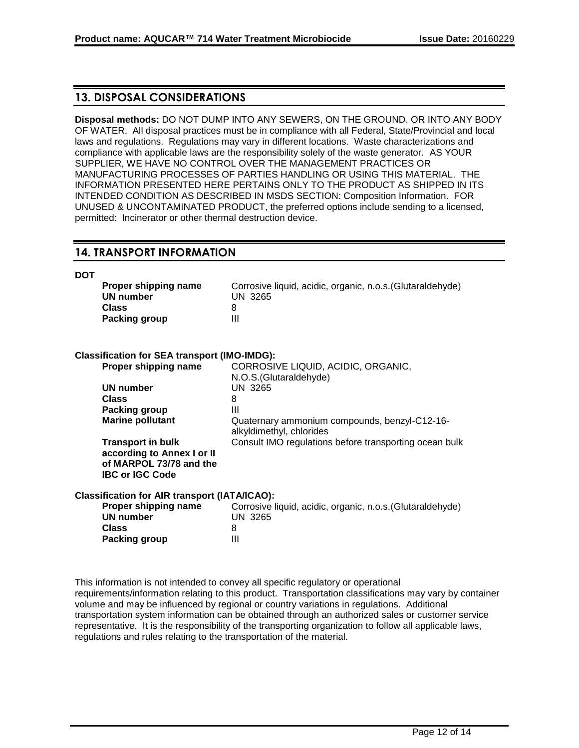## 13. DISPOSAL CONSIDERATIONS

**Disposal methods:** DO NOT DUMP INTO ANY SEWERS, ON THE GROUND, OR INTO ANY BODY OF WATER. All disposal practices must be in compliance with all Federal, State/Provincial and local laws and regulations. Regulations may vary in different locations. Waste characterizations and compliance with applicable laws are the responsibility solely of the waste generator. AS YOUR SUPPLIER, WE HAVE NO CONTROL OVER THE MANAGEMENT PRACTICES OR MANUFACTURING PROCESSES OF PARTIES HANDLING OR USING THIS MATERIAL. THE INFORMATION PRESENTED HERE PERTAINS ONLY TO THE PRODUCT AS SHIPPED IN ITS INTENDED CONDITION AS DESCRIBED IN MSDS SECTION: Composition Information. FOR UNUSED & UNCONTAMINATED PRODUCT, the preferred options include sending to a licensed, permitted: Incinerator or other thermal destruction device.

## 14. TRANSPORT INFORMATION

**DOT**

| | |
|---|---|
| **Proper shipping name** | Corrosive liquid, acidic, organic, n.o.s.(Glutaraldehyde) |
| **UN number** | UN 3265 |
| **Class** | 8 |
| **Packing group** | III |

**Classification for SEA transport (IMO-IMDG):**

| | |
|---|---|
| **Proper shipping name** | CORROSIVE LIQUID, ACIDIC, ORGANIC, N.O.S.(Glutaraldehyde) |
| **UN number** | UN 3265 |
| **Class** | 8 |
| **Packing group** | III |
| **Marine pollutant** | Quaternary ammonium compounds, benzyl-C12-16-alkyldimethyl, chlorides |
| **Transport in bulk according to Annex I or II of MARPOL 73/78 and the IBC or IGC Code** | Consult IMO regulations before transporting ocean bulk |

**Classification for AIR transport (IATA/ICAO):**

| | |
|---|---|
| **Proper shipping name** | Corrosive liquid, acidic, organic, n.o.s.(Glutaraldehyde) |
| **UN number** | UN 3265 |
| **Class** | 8 |
| **Packing group** | III |

This information is not intended to convey all specific regulatory or operational requirements/information relating to this product. Transportation classifications may vary by container volume and may be influenced by regional or country variations in regulations. Additional transportation system information can be obtained through an authorized sales or customer service representative. It is the responsibility of the transporting organization to follow all applicable laws, regulations and rules relating to the transportation of the material.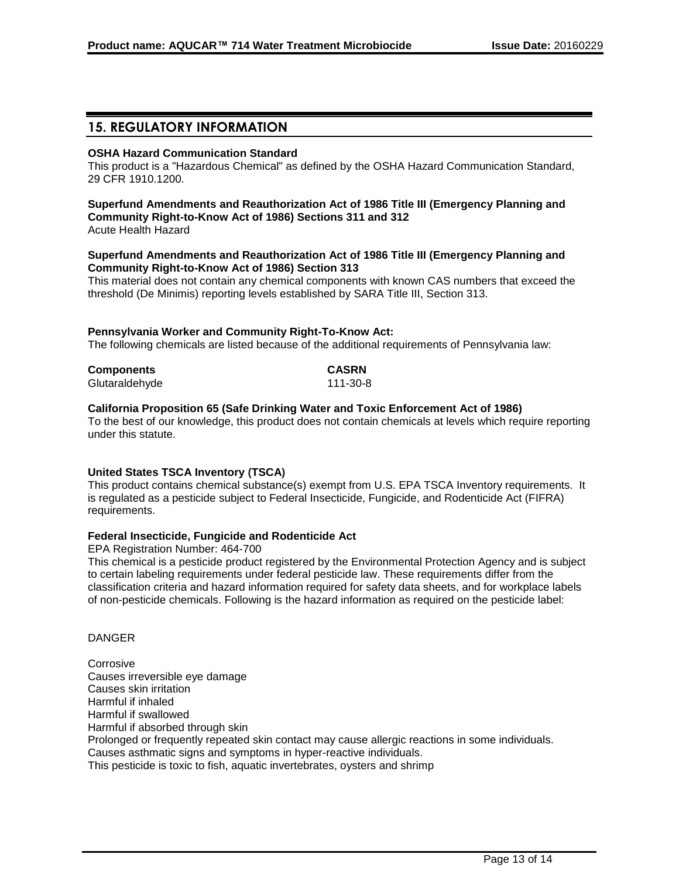## 15. REGULATORY INFORMATION

**OSHA Hazard Communication Standard**
This product is a "Hazardous Chemical" as defined by the OSHA Hazard Communication Standard, 29 CFR 1910.1200.

**Superfund Amendments and Reauthorization Act of 1986 Title III (Emergency Planning and Community Right-to-Know Act of 1986) Sections 311 and 312**
Acute Health Hazard

**Superfund Amendments and Reauthorization Act of 1986 Title III (Emergency Planning and Community Right-to-Know Act of 1986) Section 313**
This material does not contain any chemical components with known CAS numbers that exceed the threshold (De Minimis) reporting levels established by SARA Title III, Section 313.

**Pennsylvania Worker and Community Right-To-Know Act:**
The following chemicals are listed because of the additional requirements of Pennsylvania law:

| **Components** | **CASRN** |
|---|---|
| Glutaraldehyde | 111-30-8 |

**California Proposition 65 (Safe Drinking Water and Toxic Enforcement Act of 1986)**
To the best of our knowledge, this product does not contain chemicals at levels which require reporting under this statute.

**United States TSCA Inventory (TSCA)**
This product contains chemical substance(s) exempt from U.S. EPA TSCA Inventory requirements. It is regulated as a pesticide subject to Federal Insecticide, Fungicide, and Rodenticide Act (FIFRA) requirements.

**Federal Insecticide, Fungicide and Rodenticide Act**
EPA Registration Number: 464-700
This chemical is a pesticide product registered by the Environmental Protection Agency and is subject to certain labeling requirements under federal pesticide law. These requirements differ from the classification criteria and hazard information required for safety data sheets, and for workplace labels of non-pesticide chemicals. Following is the hazard information as required on the pesticide label:

DANGER

Corrosive
Causes irreversible eye damage
Causes skin irritation
Harmful if inhaled
Harmful if swallowed
Harmful if absorbed through skin
Prolonged or frequently repeated skin contact may cause allergic reactions in some individuals.
Causes asthmatic signs and symptoms in hyper-reactive individuals.
This pesticide is toxic to fish, aquatic invertebrates, oysters and shrimp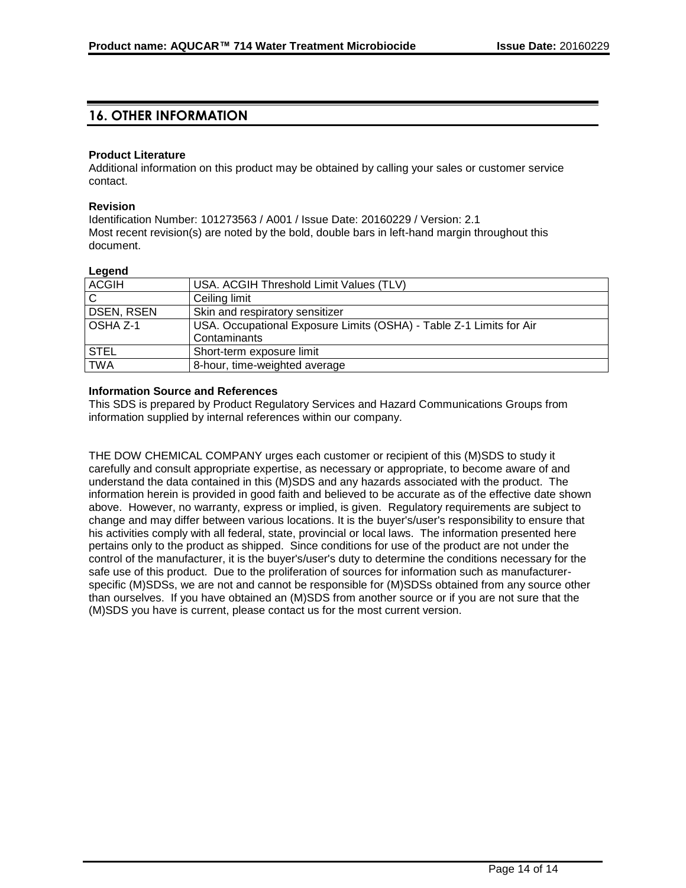## 16. OTHER INFORMATION

**Product Literature**

Additional information on this product may be obtained by calling your sales or customer service contact.

**Revision**

Identification Number: 101273563 / A001 / Issue Date: 20160229 / Version: 2.1

Most recent revision(s) are noted by the bold, double bars in left-hand margin throughout this document.

**Legend**

| | |
|---|---|
| ACGIH | USA. ACGIH Threshold Limit Values (TLV) |
| C | Ceiling limit |
| DSEN, RSEN | Skin and respiratory sensitizer |
| OSHA Z-1 | USA. Occupational Exposure Limits (OSHA) - Table Z-1 Limits for Air Contaminants |
| STEL | Short-term exposure limit |
| TWA | 8-hour, time-weighted average |

**Information Source and References**

This SDS is prepared by Product Regulatory Services and Hazard Communications Groups from information supplied by internal references within our company.

THE DOW CHEMICAL COMPANY urges each customer or recipient of this (M)SDS to study it carefully and consult appropriate expertise, as necessary or appropriate, to become aware of and understand the data contained in this (M)SDS and any hazards associated with the product. The information herein is provided in good faith and believed to be accurate as of the effective date shown above. However, no warranty, express or implied, is given. Regulatory requirements are subject to change and may differ between various locations. It is the buyer's/user's responsibility to ensure that his activities comply with all federal, state, provincial or local laws. The information presented here pertains only to the product as shipped. Since conditions for use of the product are not under the control of the manufacturer, it is the buyer's/user's duty to determine the conditions necessary for the safe use of this product. Due to the proliferation of sources for information such as manufacturer-specific (M)SDSs, we are not and cannot be responsible for (M)SDSs obtained from any source other than ourselves. If you have obtained an (M)SDS from another source or if you are not sure that the (M)SDS you have is current, please contact us for the most current version.